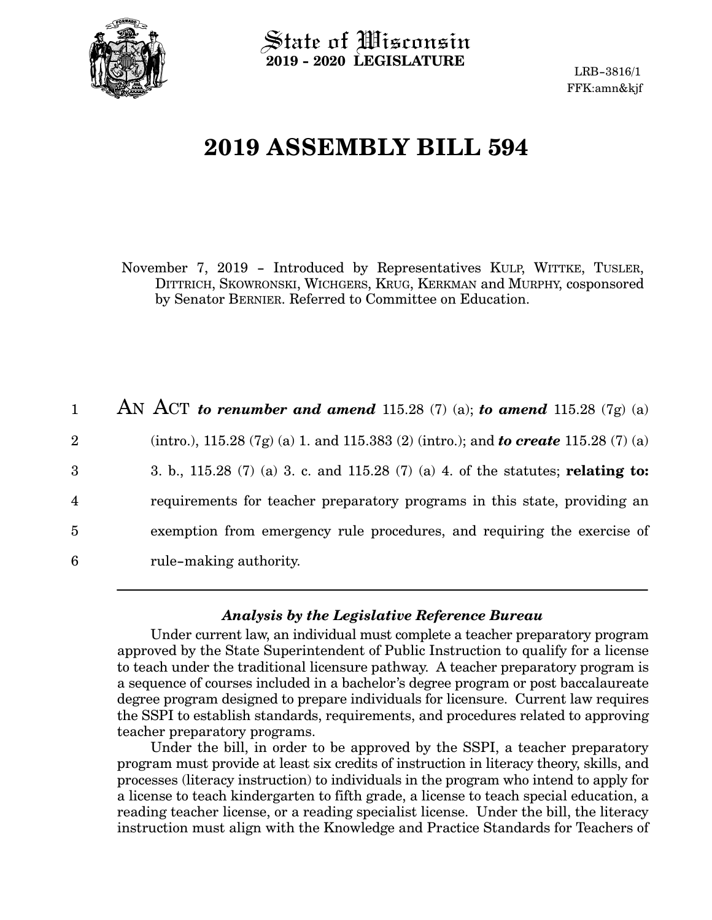State of Wisconsin
**2019 - 2020 LEGISLATURE**

LRB-3816/1
FFK:amn&kjf

# 2019 ASSEMBLY BILL 594

November 7, 2019 - Introduced by Representatives KULP, WITTKE, TUSLER, DITTRICH, SKOWRONSKI, WICHGERS, KRUG, KERKMAN and MURPHY, cosponsored by Senator BERNIER. Referred to Committee on Education.

AN ACT ***to renumber and amend*** 115.28 (7) (a); ***to amend*** 115.28 (7g) (a) (intro.), 115.28 (7g) (a) 1. and 115.383 (2) (intro.); and ***to create*** 115.28 (7) (a) 3. b., 115.28 (7) (a) 3. c. and 115.28 (7) (a) 4. of the statutes; **relating to:** requirements for teacher preparatory programs in this state, providing an exemption from emergency rule procedures, and requiring the exercise of rule-making authority.

### *Analysis by the Legislative Reference Bureau*

Under current law, an individual must complete a teacher preparatory program approved by the State Superintendent of Public Instruction to qualify for a license to teach under the traditional licensure pathway. A teacher preparatory program is a sequence of courses included in a bachelor's degree program or post baccalaureate degree program designed to prepare individuals for licensure. Current law requires the SSPI to establish standards, requirements, and procedures related to approving teacher preparatory programs.

Under the bill, in order to be approved by the SSPI, a teacher preparatory program must provide at least six credits of instruction in literacy theory, skills, and processes (literacy instruction) to individuals in the program who intend to apply for a license to teach kindergarten to fifth grade, a license to teach special education, a reading teacher license, or a reading specialist license. Under the bill, the literacy instruction must align with the Knowledge and Practice Standards for Teachers of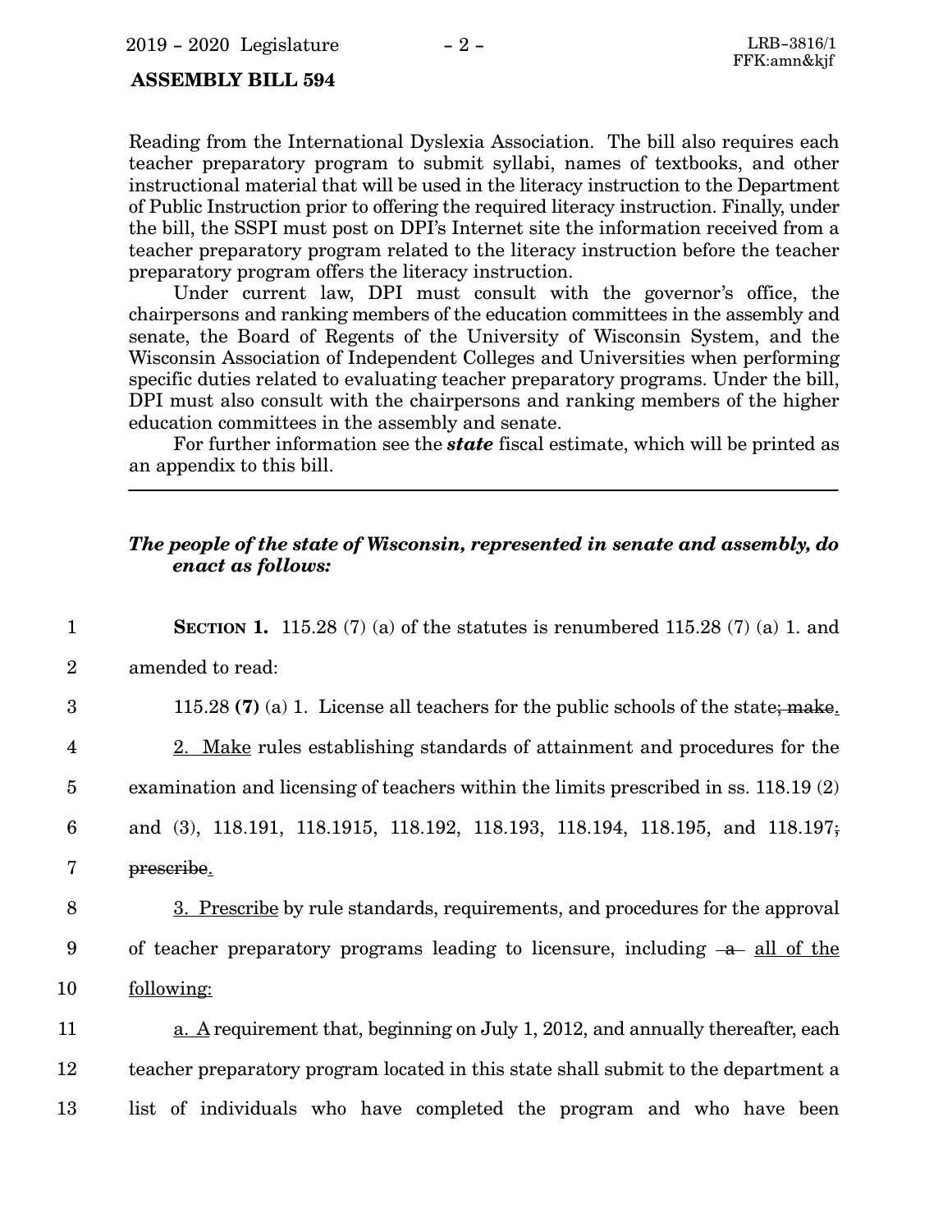Reading from the International Dyslexia Association. The bill also requires each teacher preparatory program to submit syllabi, names of textbooks, and other instructional material that will be used in the literacy instruction to the Department of Public Instruction prior to offering the required literacy instruction. Finally, under the bill, the SSPI must post on DPI's Internet site the information received from a teacher preparatory program related to the literacy instruction before the teacher preparatory program offers the literacy instruction.

Under current law, DPI must consult with the governor's office, the chairpersons and ranking members of the education committees in the assembly and senate, the Board of Regents of the University of Wisconsin System, and the Wisconsin Association of Independent Colleges and Universities when performing specific duties related to evaluating teacher preparatory programs. Under the bill, DPI must also consult with the chairpersons and ranking members of the higher education committees in the assembly and senate.

For further information see the ***state*** fiscal estimate, which will be printed as an appendix to this bill.

---

***The people of the state of Wisconsin, represented in senate and assembly, do enact as follows:***

1 **SECTION 1.** 115.28 (7) (a) of the statutes is renumbered 115.28 (7) (a) 1. and
2 amended to read:

3 115.28 **(7)** (a) 1. License all teachers for the public schools of the state~~; make~~.

4 2. Make rules establishing standards of attainment and procedures for the
5 examination and licensing of teachers within the limits prescribed in ss. 118.19 (2)
6 and (3), 118.191, 118.1915, 118.192, 118.193, 118.194, 118.195, and 118.197~~;~~
7 ~~prescribe~~.

8 3. Prescribe by rule standards, requirements, and procedures for the approval
9 of teacher preparatory programs leading to licensure, including ~~a~~ all of the
10 following:

11 a. A requirement that, beginning on July 1, 2012, and annually thereafter, each
12 teacher preparatory program located in this state shall submit to the department a
13 list of individuals who have completed the program and who have been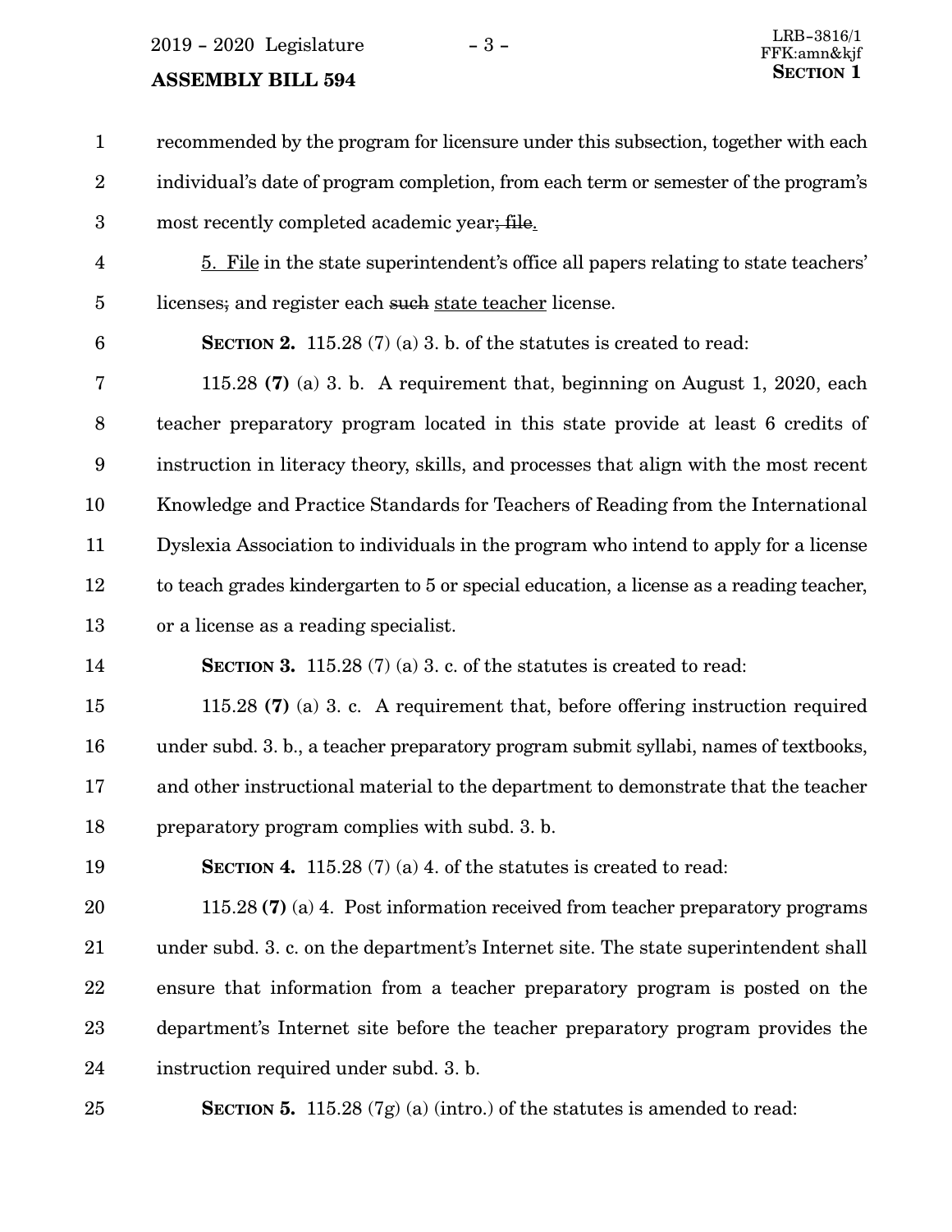recommended by the program for licensure under this subsection, together with each individual's date of program completion, from each term or semester of the program's most recently completed academic year~~; file~~.

5. File in the state superintendent's office all papers relating to state teachers' licenses~~;~~ and register each ~~such~~ state teacher license.

**SECTION 2.** 115.28 (7) (a) 3. b. of the statutes is created to read:

115.28 **(7)** (a) 3. b. A requirement that, beginning on August 1, 2020, each teacher preparatory program located in this state provide at least 6 credits of instruction in literacy theory, skills, and processes that align with the most recent Knowledge and Practice Standards for Teachers of Reading from the International Dyslexia Association to individuals in the program who intend to apply for a license to teach grades kindergarten to 5 or special education, a license as a reading teacher, or a license as a reading specialist.

**SECTION 3.** 115.28 (7) (a) 3. c. of the statutes is created to read:

115.28 **(7)** (a) 3. c. A requirement that, before offering instruction required under subd. 3. b., a teacher preparatory program submit syllabi, names of textbooks, and other instructional material to the department to demonstrate that the teacher preparatory program complies with subd. 3. b.

**SECTION 4.** 115.28 (7) (a) 4. of the statutes is created to read:

115.28 **(7)** (a) 4. Post information received from teacher preparatory programs under subd. 3. c. on the department's Internet site. The state superintendent shall ensure that information from a teacher preparatory program is posted on the department's Internet site before the teacher preparatory program provides the instruction required under subd. 3. b.

**SECTION 5.** 115.28 (7g) (a) (intro.) of the statutes is amended to read: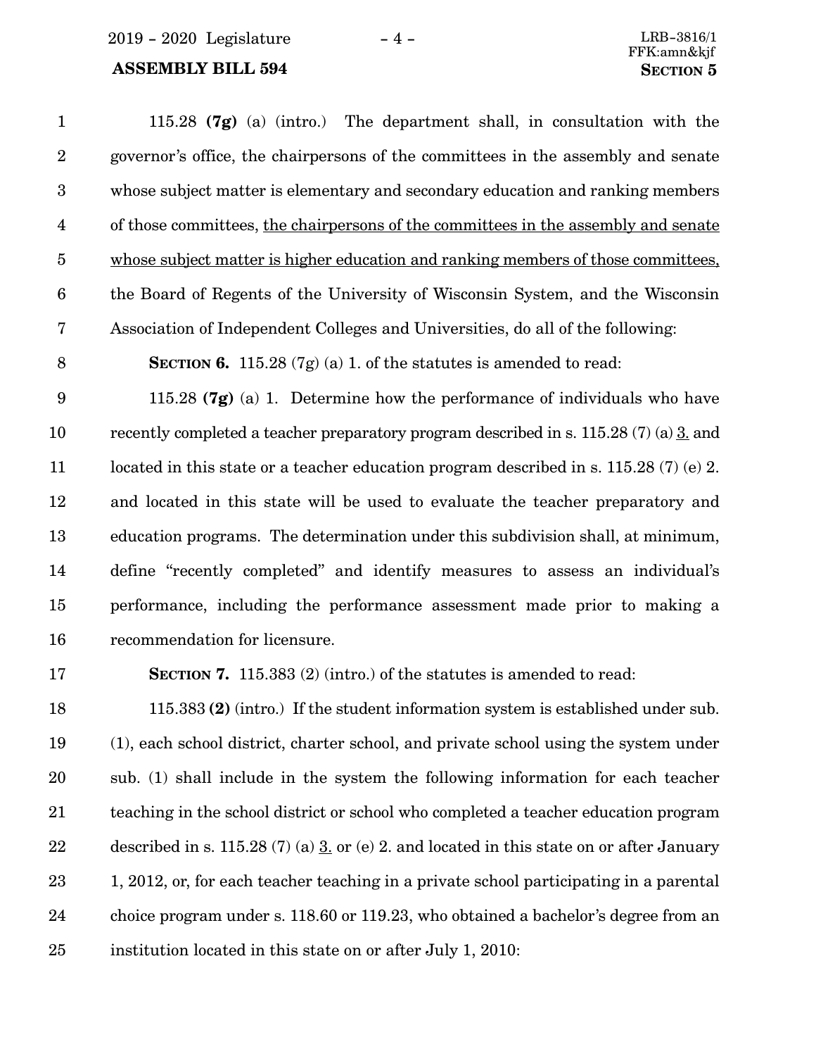115.28 **(7g)** (a) (intro.) The department shall, in consultation with the governor's office, the chairpersons of the committees in the assembly and senate whose subject matter is elementary and secondary education and ranking members of those committees, <u>the chairpersons of the committees in the assembly and senate whose subject matter is higher education and ranking members of those committees,</u> the Board of Regents of the University of Wisconsin System, and the Wisconsin Association of Independent Colleges and Universities, do all of the following:

**SECTION 6.** 115.28 (7g) (a) 1. of the statutes is amended to read:

115.28 **(7g)** (a) 1. Determine how the performance of individuals who have recently completed a teacher preparatory program described in s. 115.28 (7) (a) <u>3.</u> and located in this state or a teacher education program described in s. 115.28 (7) (e) 2. and located in this state will be used to evaluate the teacher preparatory and education programs. The determination under this subdivision shall, at minimum, define "recently completed" and identify measures to assess an individual's performance, including the performance assessment made prior to making a recommendation for licensure.

**SECTION 7.** 115.383 (2) (intro.) of the statutes is amended to read:

115.383 **(2)** (intro.) If the student information system is established under sub. (1), each school district, charter school, and private school using the system under sub. (1) shall include in the system the following information for each teacher teaching in the school district or school who completed a teacher education program described in s. 115.28 (7) (a) <u>3.</u> or (e) 2. and located in this state on or after January 1, 2012, or, for each teacher teaching in a private school participating in a parental choice program under s. 118.60 or 119.23, who obtained a bachelor's degree from an institution located in this state on or after July 1, 2010: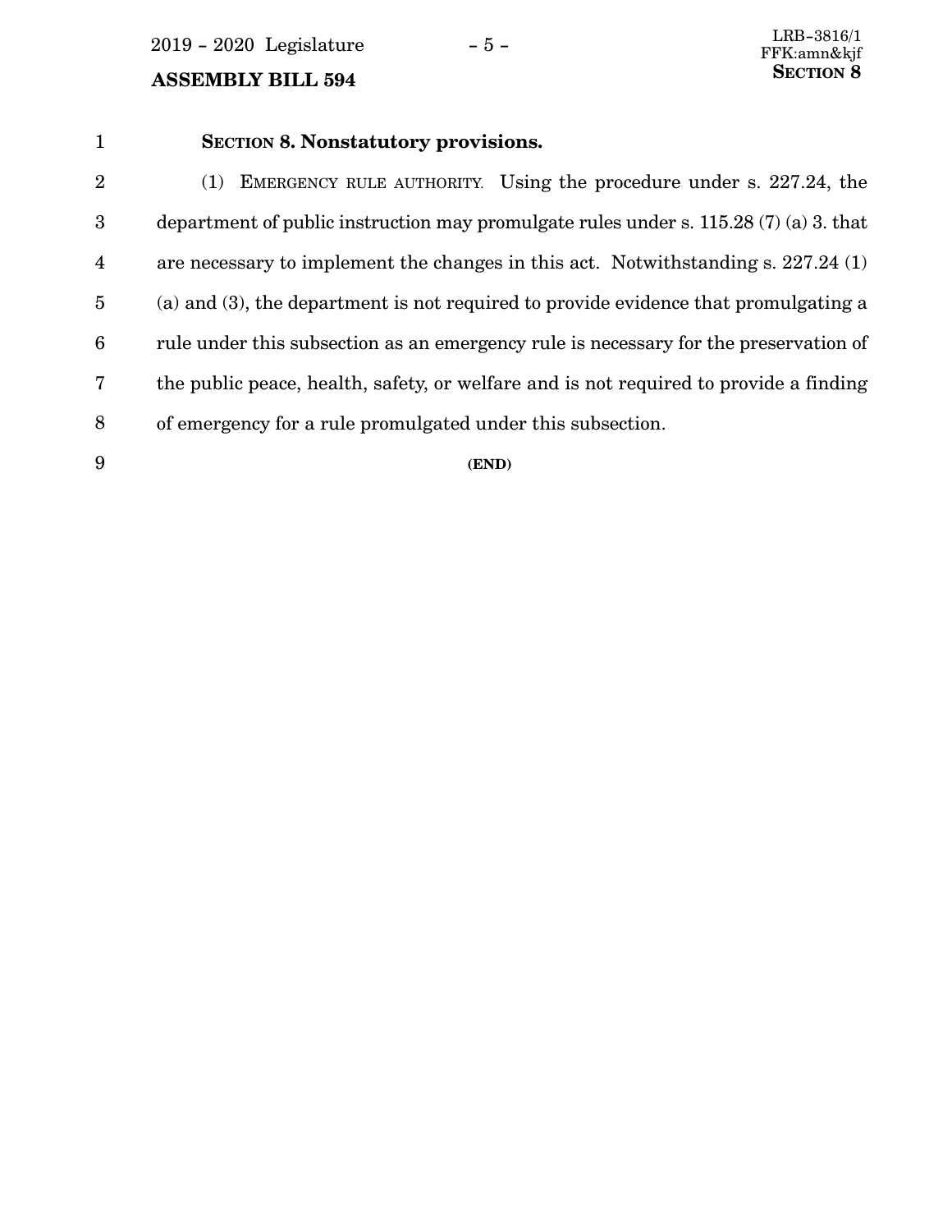**SECTION 8. Nonstatutory provisions.**

(1) EMERGENCY RULE AUTHORITY. Using the procedure under s. 227.24, the department of public instruction may promulgate rules under s. 115.28 (7) (a) 3. that are necessary to implement the changes in this act. Notwithstanding s. 227.24 (1) (a) and (3), the department is not required to provide evidence that promulgating a rule under this subsection as an emergency rule is necessary for the preservation of the public peace, health, safety, or welfare and is not required to provide a finding of emergency for a rule promulgated under this subsection.

**(END)**